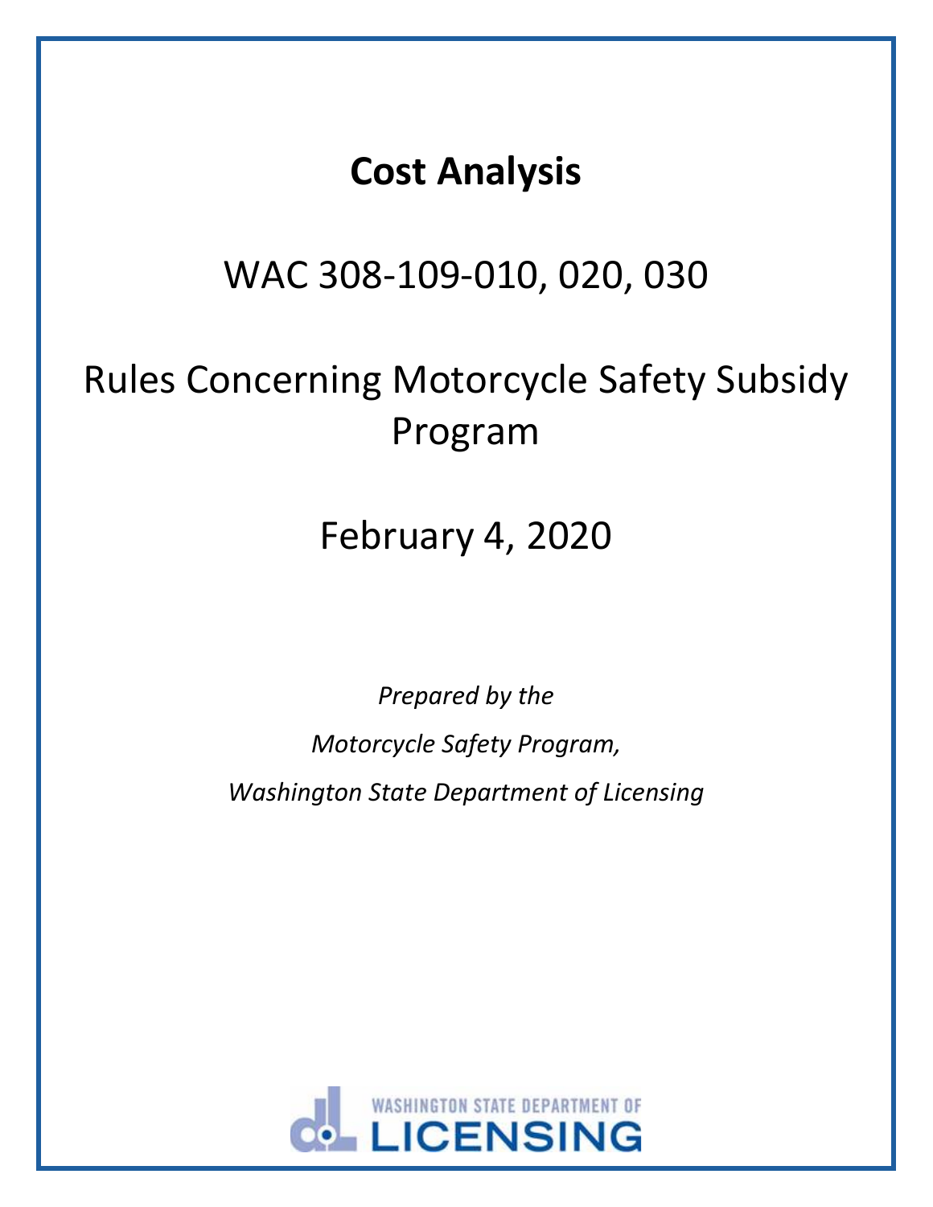# Cost Analysis

WAC 308-109-010, 020, 030

Rules Concerning Motorcycle Safety Subsidy Program

February 4, 2020

*Prepared by the*

*Motorcycle Safety Program,*

*Washington State Department of Licensing*

WASHINGTON STATE DEPARTMENT OF LICENSING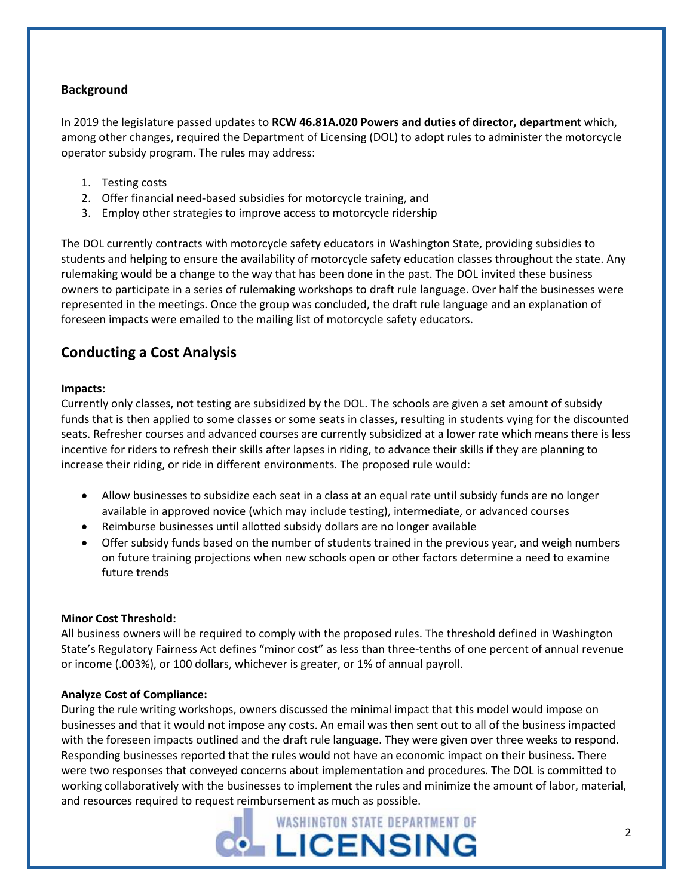**Background**

In 2019 the legislature passed updates to **RCW 46.81A.020 Powers and duties of director, department** which, among other changes, required the Department of Licensing (DOL) to adopt rules to administer the motorcycle operator subsidy program. The rules may address:

1. Testing costs
2. Offer financial need-based subsidies for motorcycle training, and
3. Employ other strategies to improve access to motorcycle ridership

The DOL currently contracts with motorcycle safety educators in Washington State, providing subsidies to students and helping to ensure the availability of motorcycle safety education classes throughout the state. Any rulemaking would be a change to the way that has been done in the past. The DOL invited these business owners to participate in a series of rulemaking workshops to draft rule language. Over half the businesses were represented in the meetings. Once the group was concluded, the draft rule language and an explanation of foreseen impacts were emailed to the mailing list of motorcycle safety educators.

## Conducting a Cost Analysis

**Impacts:**
Currently only classes, not testing are subsidized by the DOL. The schools are given a set amount of subsidy funds that is then applied to some classes or some seats in classes, resulting in students vying for the discounted seats. Refresher courses and advanced courses are currently subsidized at a lower rate which means there is less incentive for riders to refresh their skills after lapses in riding, to advance their skills if they are planning to increase their riding, or ride in different environments. The proposed rule would:

- Allow businesses to subsidize each seat in a class at an equal rate until subsidy funds are no longer available in approved novice (which may include testing), intermediate, or advanced courses
- Reimburse businesses until allotted subsidy dollars are no longer available
- Offer subsidy funds based on the number of students trained in the previous year, and weigh numbers on future training projections when new schools open or other factors determine a need to examine future trends

**Minor Cost Threshold:**
All business owners will be required to comply with the proposed rules. The threshold defined in Washington State's Regulatory Fairness Act defines "minor cost" as less than three-tenths of one percent of annual revenue or income (.003%), or 100 dollars, whichever is greater, or 1% of annual payroll.

**Analyze Cost of Compliance:**
During the rule writing workshops, owners discussed the minimal impact that this model would impose on businesses and that it would not impose any costs. An email was then sent out to all of the business impacted with the foreseen impacts outlined and the draft rule language. They were given over three weeks to respond. Responding businesses reported that the rules would not have an economic impact on their business. There were two responses that conveyed concerns about implementation and procedures. The DOL is committed to working collaboratively with the businesses to implement the rules and minimize the amount of labor, material, and resources required to request reimbursement as much as possible.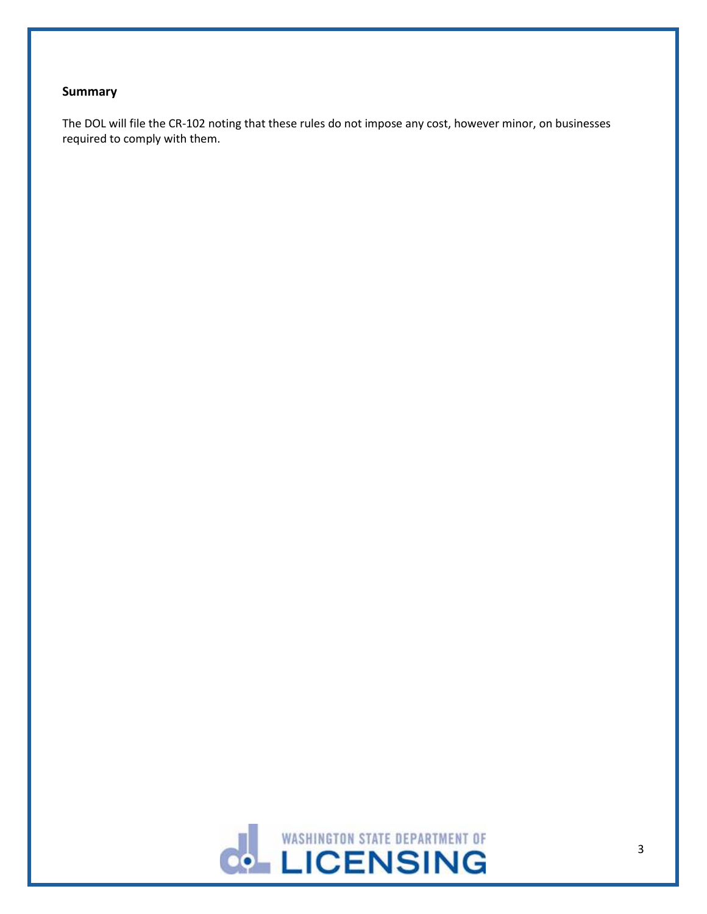**Summary**

The DOL will file the CR-102 noting that these rules do not impose any cost, however minor, on businesses required to comply with them.